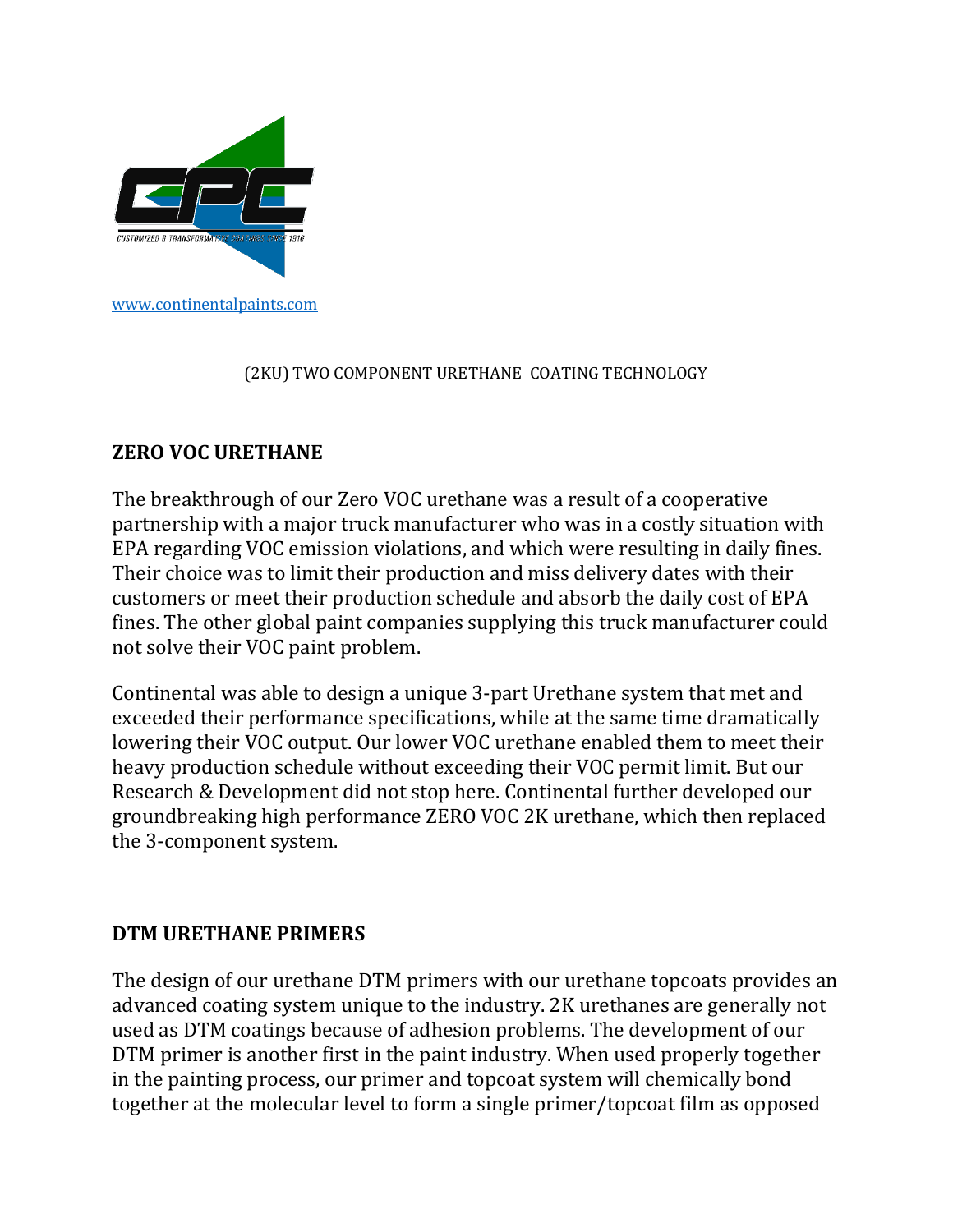www.continentalpaints.com

(2KU) TWO COMPONENT URETHANE COATING TECHNOLOGY

## ZERO VOC URETHANE

The breakthrough of our Zero VOC urethane was a result of a cooperative partnership with a major truck manufacturer who was in a costly situation with EPA regarding VOC emission violations, and which were resulting in daily fines. Their choice was to limit their production and miss delivery dates with their customers or meet their production schedule and absorb the daily cost of EPA fines. The other global paint companies supplying this truck manufacturer could not solve their VOC paint problem.

Continental was able to design a unique 3-part Urethane system that met and exceeded their performance specifications, while at the same time dramatically lowering their VOC output. Our lower VOC urethane enabled them to meet their heavy production schedule without exceeding their VOC permit limit. But our Research & Development did not stop here. Continental further developed our groundbreaking high performance ZERO VOC 2K urethane, which then replaced the 3-component system.

## DTM URETHANE PRIMERS

The design of our urethane DTM primers with our urethane topcoats provides an advanced coating system unique to the industry. 2K urethanes are generally not used as DTM coatings because of adhesion problems. The development of our DTM primer is another first in the paint industry. When used properly together in the painting process, our primer and topcoat system will chemically bond together at the molecular level to form a single primer/topcoat film as opposed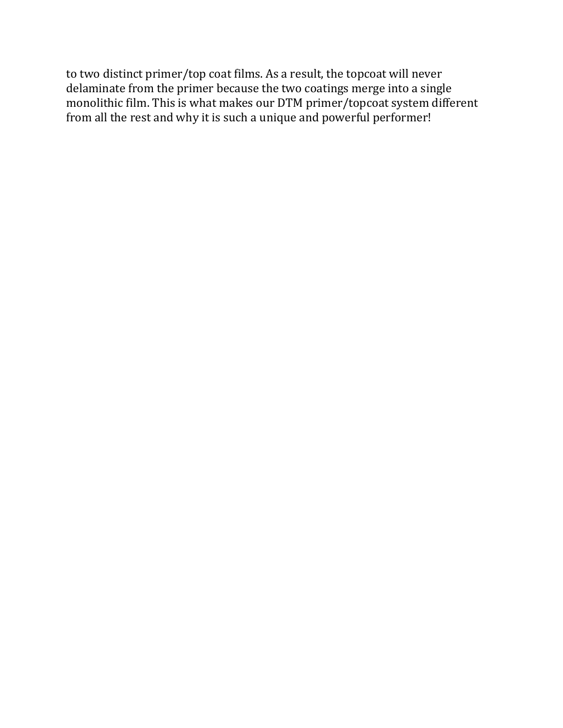to two distinct primer/top coat films. As a result, the topcoat will never delaminate from the primer because the two coatings merge into a single monolithic film. This is what makes our DTM primer/topcoat system different from all the rest and why it is such a unique and powerful performer!